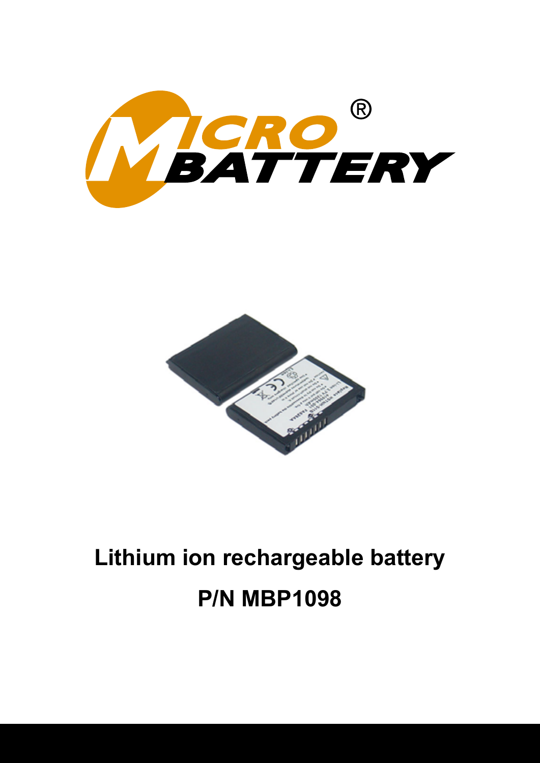# Lithium ion rechargeable battery

# P/N MBP1098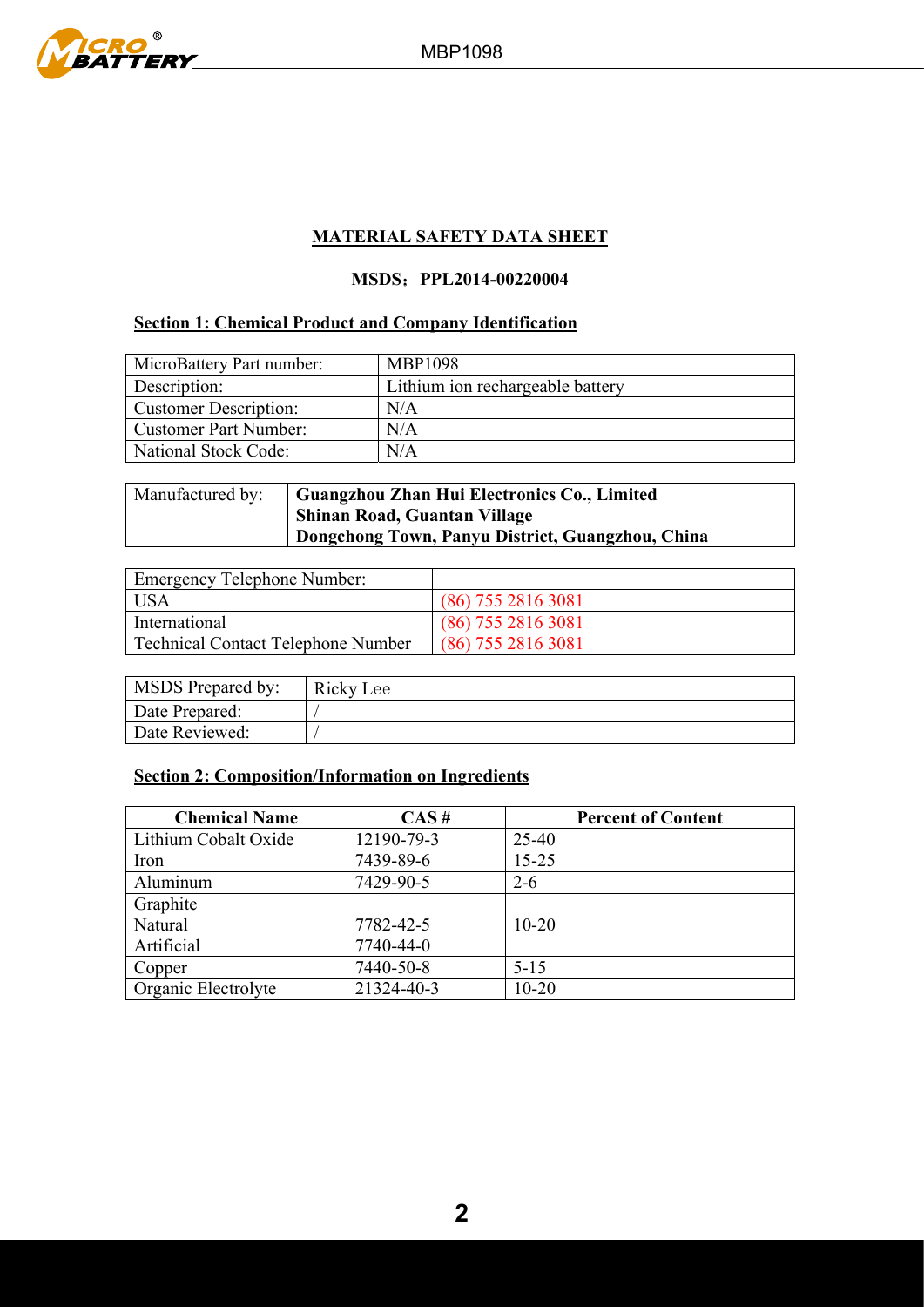# MATERIAL SAFETY DATA SHEET

**MSDS：PPL2014-00220004**

## Section 1: Chemical Product and Company Identification

| MicroBattery Part number: | MBP1098 |
|---|---|
| Description: | Lithium ion rechargeable battery |
| Customer Description: | N/A |
| Customer Part Number: | N/A |
| National Stock Code: | N/A |

| Manufactured by: | **Guangzhou Zhan Hui Electronics Co., Limited**<br>**Shinan Road, Guantan Village**<br>**Dongchong Town, Panyu District, Guangzhou, China** |
|---|---|

| Emergency Telephone Number: | |
|---|---|
| USA | (86) 755 2816 3081 |
| International | (86) 755 2816 3081 |
| Technical Contact Telephone Number | (86) 755 2816 3081 |

| MSDS Prepared by: | Ricky Lee |
|---|---|
| Date Prepared: | / |
| Date Reviewed: | / |

## Section 2: Composition/Information on Ingredients

| Chemical Name | CAS # | Percent of Content |
|---|---|---|
| Lithium Cobalt Oxide | 12190-79-3 | 25-40 |
| Iron | 7439-89-6 | 15-25 |
| Aluminum | 7429-90-5 | 2-6 |
| Graphite<br>Natural<br>Artificial | <br>7782-42-5<br>7740-44-0 | 10-20 |
| Copper | 7440-50-8 | 5-15 |
| Organic Electrolyte | 21324-40-3 | 10-20 |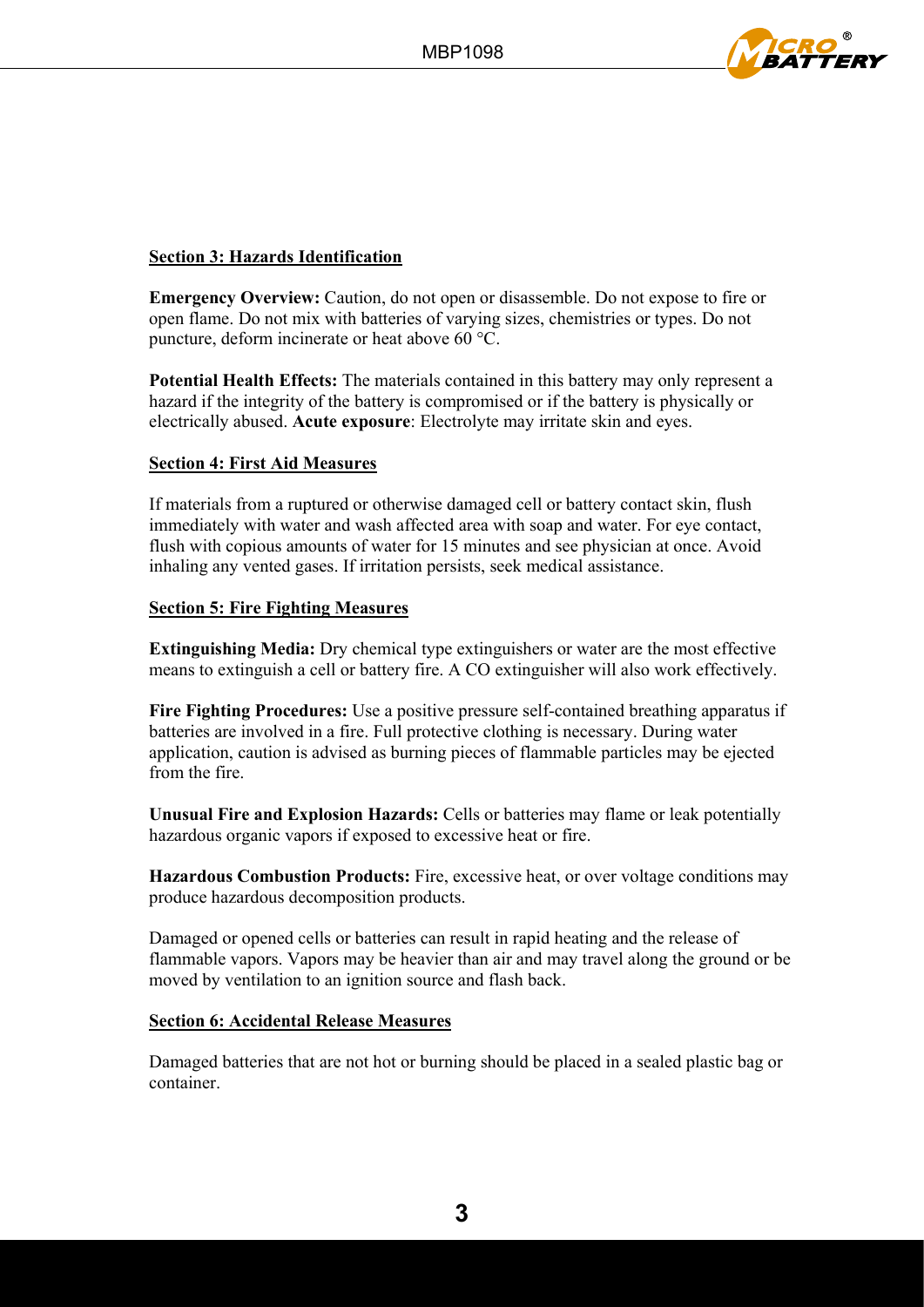## Section 3: Hazards Identification

**Emergency Overview:** Caution, do not open or disassemble. Do not expose to fire or open flame. Do not mix with batteries of varying sizes, chemistries or types. Do not puncture, deform incinerate or heat above 60 °C.

**Potential Health Effects:** The materials contained in this battery may only represent a hazard if the integrity of the battery is compromised or if the battery is physically or electrically abused. **Acute exposure**: Electrolyte may irritate skin and eyes.

## Section 4: First Aid Measures

If materials from a ruptured or otherwise damaged cell or battery contact skin, flush immediately with water and wash affected area with soap and water. For eye contact, flush with copious amounts of water for 15 minutes and see physician at once. Avoid inhaling any vented gases. If irritation persists, seek medical assistance.

## Section 5: Fire Fighting Measures

**Extinguishing Media:** Dry chemical type extinguishers or water are the most effective means to extinguish a cell or battery fire. A CO extinguisher will also work effectively.

**Fire Fighting Procedures:** Use a positive pressure self-contained breathing apparatus if batteries are involved in a fire. Full protective clothing is necessary. During water application, caution is advised as burning pieces of flammable particles may be ejected from the fire.

**Unusual Fire and Explosion Hazards:** Cells or batteries may flame or leak potentially hazardous organic vapors if exposed to excessive heat or fire.

**Hazardous Combustion Products:** Fire, excessive heat, or over voltage conditions may produce hazardous decomposition products.

Damaged or opened cells or batteries can result in rapid heating and the release of flammable vapors. Vapors may be heavier than air and may travel along the ground or be moved by ventilation to an ignition source and flash back.

## Section 6: Accidental Release Measures

Damaged batteries that are not hot or burning should be placed in a sealed plastic bag or container.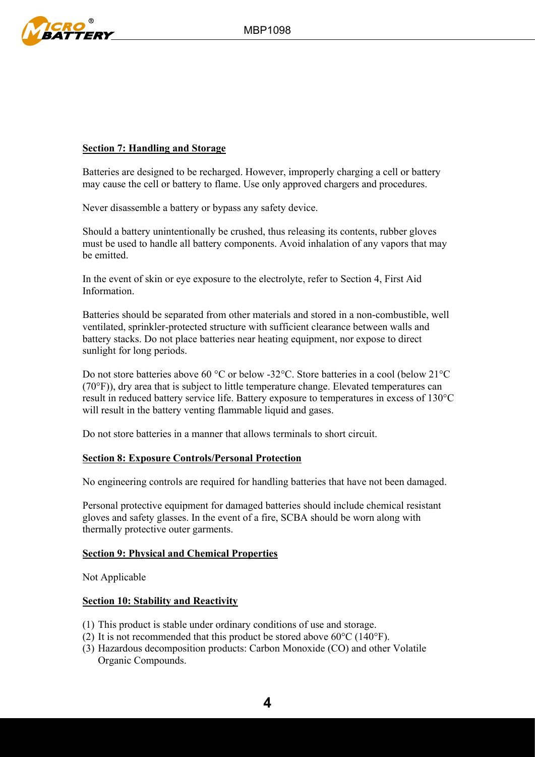## Section 7: Handling and Storage

Batteries are designed to be recharged. However, improperly charging a cell or battery may cause the cell or battery to flame. Use only approved chargers and procedures.

Never disassemble a battery or bypass any safety device.

Should a battery unintentionally be crushed, thus releasing its contents, rubber gloves must be used to handle all battery components. Avoid inhalation of any vapors that may be emitted.

In the event of skin or eye exposure to the electrolyte, refer to Section 4, First Aid Information.

Batteries should be separated from other materials and stored in a non-combustible, well ventilated, sprinkler-protected structure with sufficient clearance between walls and battery stacks. Do not place batteries near heating equipment, nor expose to direct sunlight for long periods.

Do not store batteries above 60 °C or below -32°C. Store batteries in a cool (below 21°C (70°F)), dry area that is subject to little temperature change. Elevated temperatures can result in reduced battery service life. Battery exposure to temperatures in excess of 130°C will result in the battery venting flammable liquid and gases.

Do not store batteries in a manner that allows terminals to short circuit.

## Section 8: Exposure Controls/Personal Protection

No engineering controls are required for handling batteries that have not been damaged.

Personal protective equipment for damaged batteries should include chemical resistant gloves and safety glasses. In the event of a fire, SCBA should be worn along with thermally protective outer garments.

## Section 9: Physical and Chemical Properties

Not Applicable

## Section 10: Stability and Reactivity

(1) This product is stable under ordinary conditions of use and storage.
(2) It is not recommended that this product be stored above 60°C (140°F).
(3) Hazardous decomposition products: Carbon Monoxide (CO) and other Volatile Organic Compounds.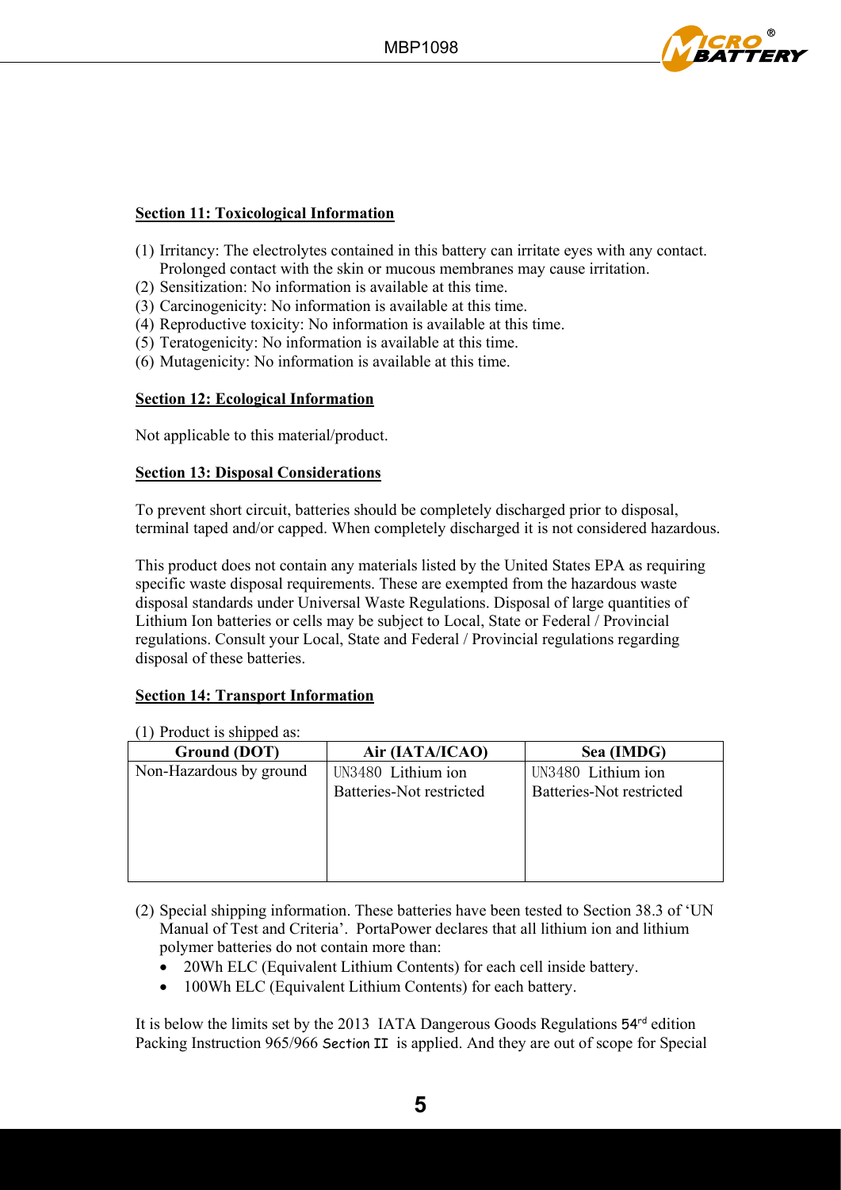## Section 11: Toxicological Information

(1) Irritancy: The electrolytes contained in this battery can irritate eyes with any contact. Prolonged contact with the skin or mucous membranes may cause irritation.
(2) Sensitization: No information is available at this time.
(3) Carcinogenicity: No information is available at this time.
(4) Reproductive toxicity: No information is available at this time.
(5) Teratogenicity: No information is available at this time.
(6) Mutagenicity: No information is available at this time.

## Section 12: Ecological Information

Not applicable to this material/product.

## Section 13: Disposal Considerations

To prevent short circuit, batteries should be completely discharged prior to disposal, terminal taped and/or capped. When completely discharged it is not considered hazardous.

This product does not contain any materials listed by the United States EPA as requiring specific waste disposal requirements. These are exempted from the hazardous waste disposal standards under Universal Waste Regulations. Disposal of large quantities of Lithium Ion batteries or cells may be subject to Local, State or Federal / Provincial regulations. Consult your Local, State and Federal / Provincial regulations regarding disposal of these batteries.

## Section 14: Transport Information

(1) Product is shipped as:

| Ground (DOT) | Air (IATA/ICAO) | Sea (IMDG) |
|---|---|---|
| Non-Hazardous by ground | UN3480 Lithium ion Batteries-Not restricted | UN3480 Lithium ion Batteries-Not restricted |

(2) Special shipping information. These batteries have been tested to Section 38.3 of 'UN Manual of Test and Criteria'. PortaPower declares that all lithium ion and lithium polymer batteries do not contain more than:
- 20Wh ELC (Equivalent Lithium Contents) for each cell inside battery.
- 100Wh ELC (Equivalent Lithium Contents) for each battery.

It is below the limits set by the 2013 IATA Dangerous Goods Regulations 54rd edition Packing Instruction 965/966 Section II is applied. And they are out of scope for Special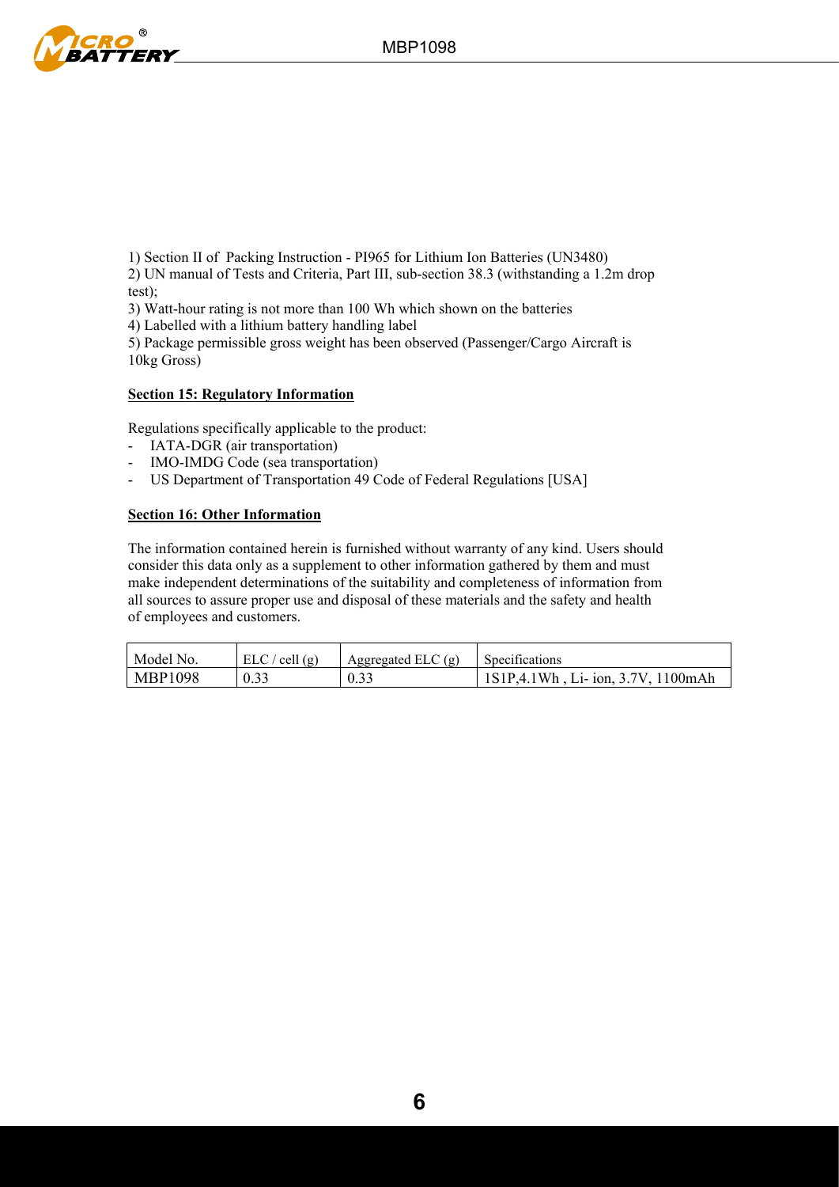1) Section II of Packing Instruction - PI965 for Lithium Ion Batteries (UN3480)
2) UN manual of Tests and Criteria, Part III, sub-section 38.3 (withstanding a 1.2m drop test);
3) Watt-hour rating is not more than 100 Wh which shown on the batteries
4) Labelled with a lithium battery handling label
5) Package permissible gross weight has been observed (Passenger/Cargo Aircraft is 10kg Gross)

**Section 15: Regulatory Information**

Regulations specifically applicable to the product:

- IATA-DGR (air transportation)
- IMO-IMDG Code (sea transportation)
- US Department of Transportation 49 Code of Federal Regulations [USA]

**Section 16: Other Information**

The information contained herein is furnished without warranty of any kind. Users should consider this data only as a supplement to other information gathered by them and must make independent determinations of the suitability and completeness of information from all sources to assure proper use and disposal of these materials and the safety and health of employees and customers.

| Model No. | ELC / cell (g) | Aggregated ELC (g) | Specifications |
|---|---|---|---|
| MBP1098 | 0.33 | 0.33 | 1S1P,4.1Wh , Li- ion, 3.7V, 1100mAh |